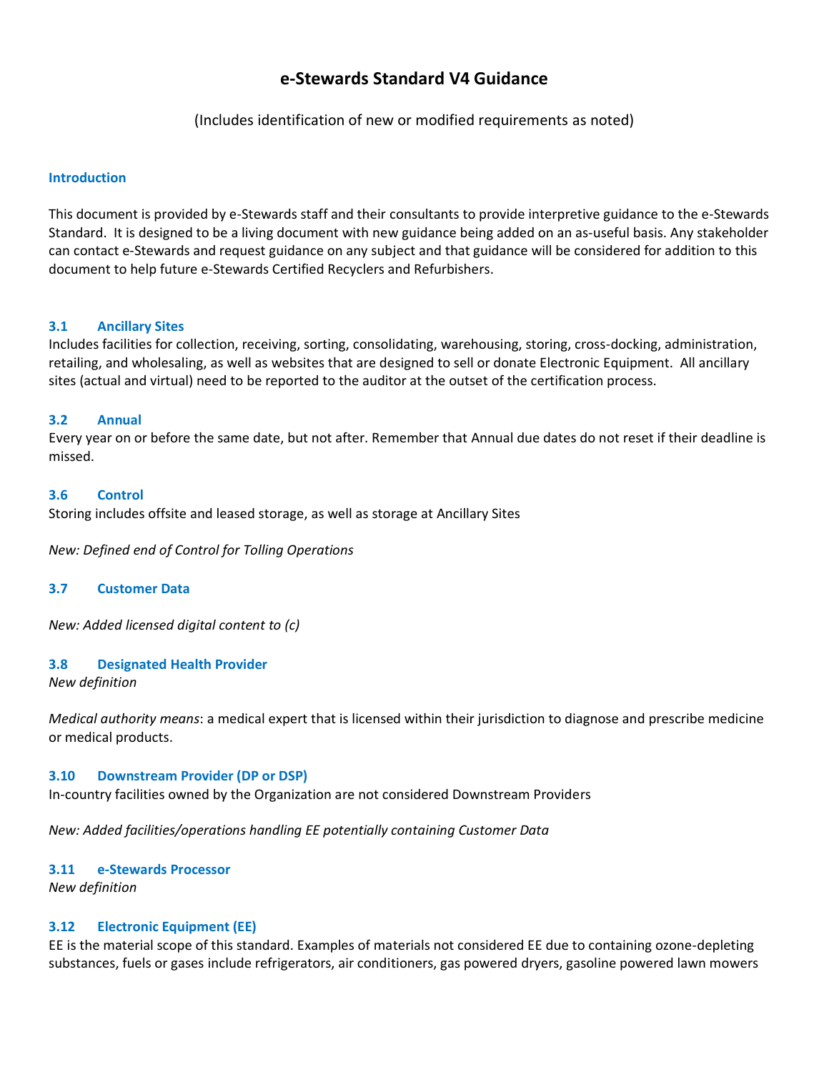# e-Stewards Standard V4 Guidance

(Includes identification of new or modified requirements as noted)

### Introduction

This document is provided by e-Stewards staff and their consultants to provide interpretive guidance to the e-Stewards Standard. It is designed to be a living document with new guidance being added on an as-useful basis. Any stakeholder can contact e-Stewards and request guidance on any subject and that guidance will be considered for addition to this document to help future e-Stewards Certified Recyclers and Refurbishers.

### 3.1 Ancillary Sites

Includes facilities for collection, receiving, sorting, consolidating, warehousing, storing, cross-docking, administration, retailing, and wholesaling, as well as websites that are designed to sell or donate Electronic Equipment. All ancillary sites (actual and virtual) need to be reported to the auditor at the outset of the certification process.

### 3.2 Annual

Every year on or before the same date, but not after. Remember that Annual due dates do not reset if their deadline is missed.

### 3.6 Control

Storing includes offsite and leased storage, as well as storage at Ancillary Sites

*New: Defined end of Control for Tolling Operations*

### 3.7 Customer Data

*New: Added licensed digital content to (c)*

### 3.8 Designated Health Provider

*New definition*

*Medical authority means*: a medical expert that is licensed within their jurisdiction to diagnose and prescribe medicine or medical products.

### 3.10 Downstream Provider (DP or DSP)

In-country facilities owned by the Organization are not considered Downstream Providers

*New: Added facilities/operations handling EE potentially containing Customer Data*

### 3.11 e-Stewards Processor

*New definition*

### 3.12 Electronic Equipment (EE)

EE is the material scope of this standard. Examples of materials not considered EE due to containing ozone-depleting substances, fuels or gases include refrigerators, air conditioners, gas powered dryers, gasoline powered lawn mowers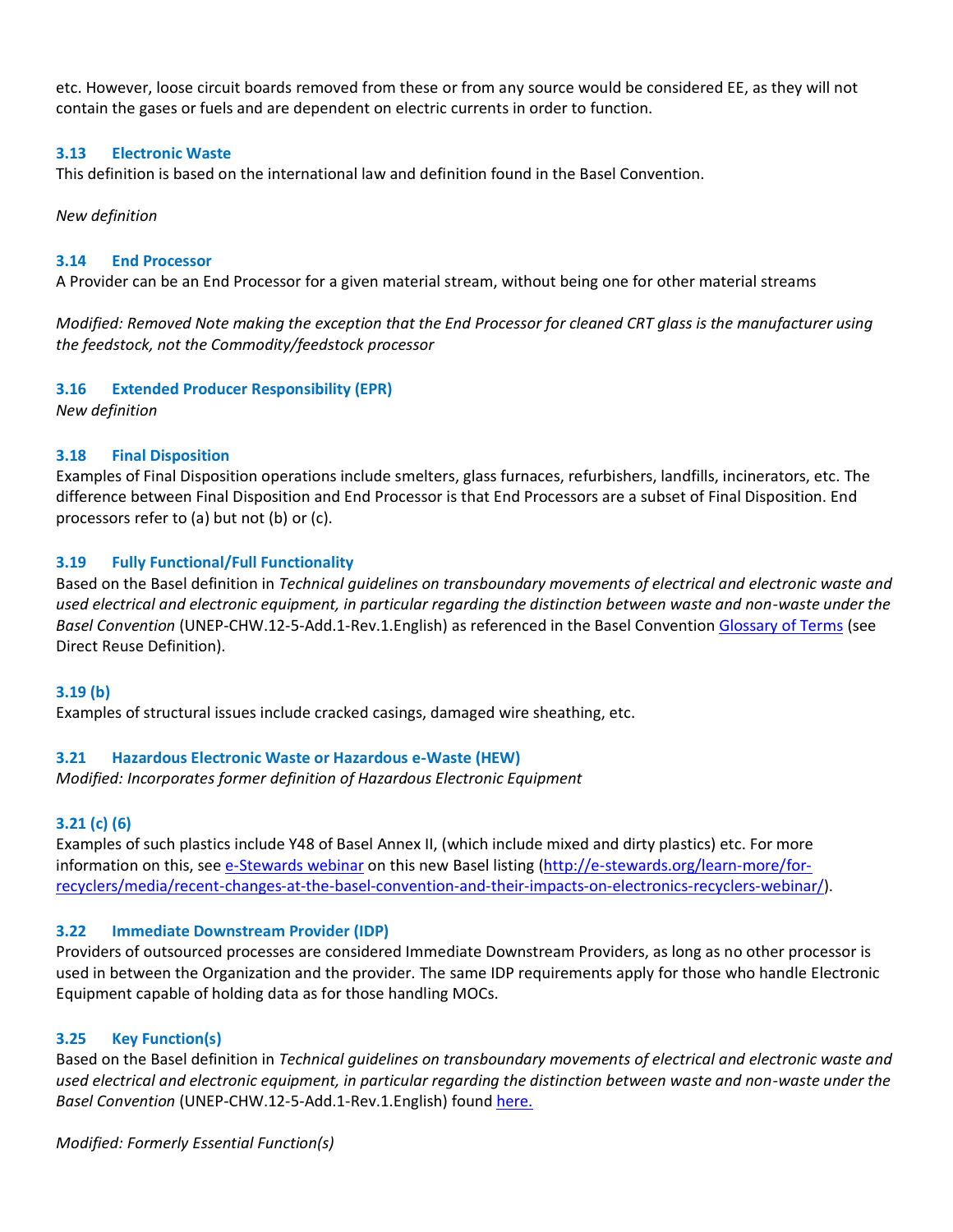etc. However, loose circuit boards removed from these or from any source would be considered EE, as they will not contain the gases or fuels and are dependent on electric currents in order to function.

### 3.13 Electronic Waste

This definition is based on the international law and definition found in the Basel Convention.

*New definition*

### 3.14 End Processor

A Provider can be an End Processor for a given material stream, without being one for other material streams

*Modified: Removed Note making the exception that the End Processor for cleaned CRT glass is the manufacturer using the feedstock, not the Commodity/feedstock processor*

### 3.16 Extended Producer Responsibility (EPR)

*New definition*

### 3.18 Final Disposition

Examples of Final Disposition operations include smelters, glass furnaces, refurbishers, landfills, incinerators, etc. The difference between Final Disposition and End Processor is that End Processors are a subset of Final Disposition. End processors refer to (a) but not (b) or (c).

### 3.19 Fully Functional/Full Functionality

Based on the Basel definition in *Technical guidelines on transboundary movements of electrical and electronic waste and used electrical and electronic equipment, in particular regarding the distinction between waste and non-waste under the Basel Convention* (UNEP-CHW.12-5-Add.1-Rev.1.English) as referenced in the Basel Convention [Glossary of Terms]() (see Direct Reuse Definition).

### 3.19 (b)

Examples of structural issues include cracked casings, damaged wire sheathing, etc.

### 3.21 Hazardous Electronic Waste or Hazardous e-Waste (HEW)

*Modified: Incorporates former definition of Hazardous Electronic Equipment*

### 3.21 (c) (6)

Examples of such plastics include Y48 of Basel Annex II, (which include mixed and dirty plastics) etc. For more information on this, see [e-Stewards webinar]() on this new Basel listing (http://e-stewards.org/learn-more/for-recyclers/media/recent-changes-at-the-basel-convention-and-their-impacts-on-electronics-recyclers-webinar/).

### 3.22 Immediate Downstream Provider (IDP)

Providers of outsourced processes are considered Immediate Downstream Providers, as long as no other processor is used in between the Organization and the provider. The same IDP requirements apply for those who handle Electronic Equipment capable of holding data as for those handling MOCs.

### 3.25 Key Function(s)

Based on the Basel definition in *Technical guidelines on transboundary movements of electrical and electronic waste and used electrical and electronic equipment, in particular regarding the distinction between waste and non-waste under the Basel Convention* (UNEP-CHW.12-5-Add.1-Rev.1.English) found [here.]()

*Modified: Formerly Essential Function(s)*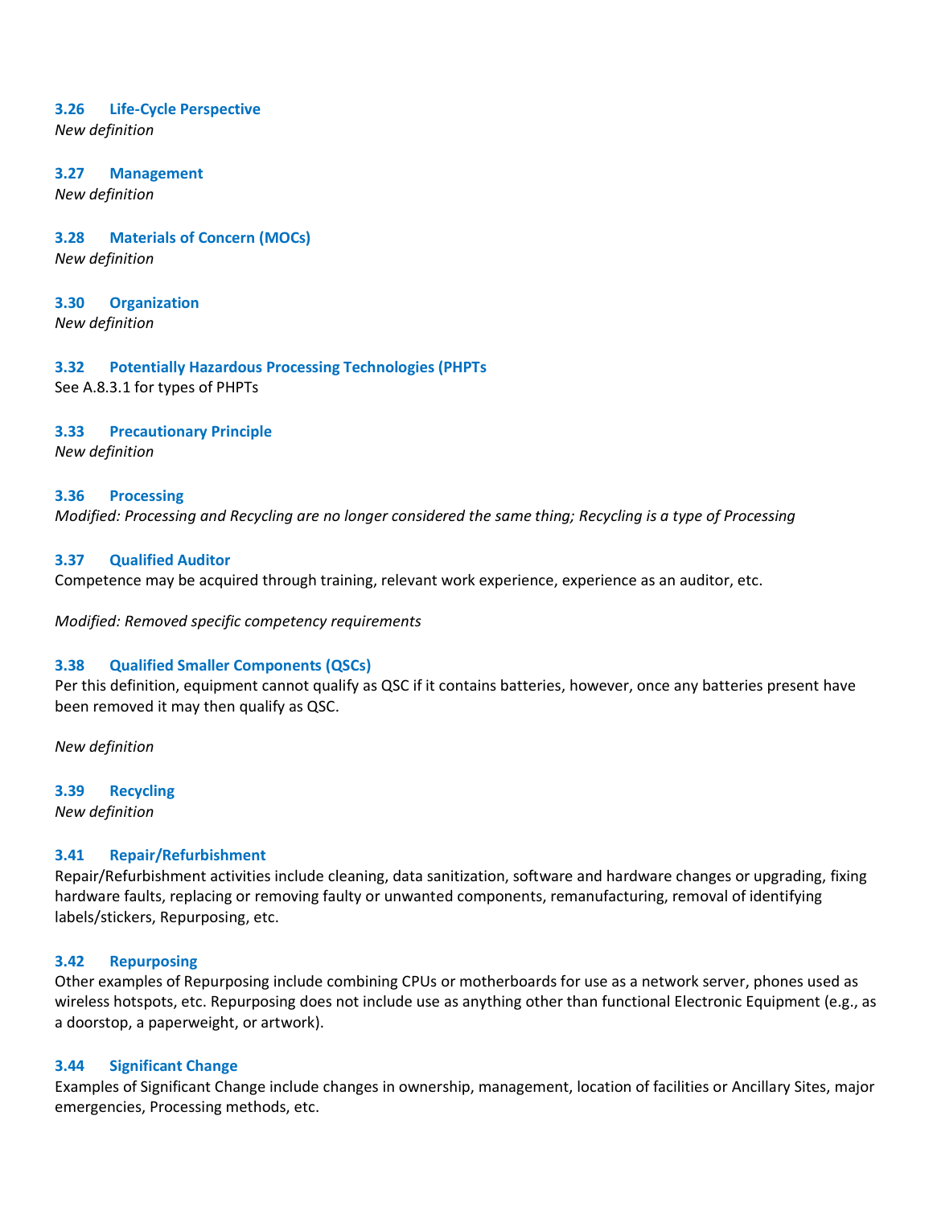### 3.26 Life-Cycle Perspective

*New definition*

### 3.27 Management

*New definition*

### 3.28 Materials of Concern (MOCs)

*New definition*

### 3.30 Organization

*New definition*

### 3.32 Potentially Hazardous Processing Technologies (PHPTs

See A.8.3.1 for types of PHPTs

### 3.33 Precautionary Principle

*New definition*

### 3.36 Processing

*Modified: Processing and Recycling are no longer considered the same thing; Recycling is a type of Processing*

### 3.37 Qualified Auditor

Competence may be acquired through training, relevant work experience, experience as an auditor, etc.

*Modified: Removed specific competency requirements*

### 3.38 Qualified Smaller Components (QSCs)

Per this definition, equipment cannot qualify as QSC if it contains batteries, however, once any batteries present have been removed it may then qualify as QSC.

*New definition*

### 3.39 Recycling

*New definition*

### 3.41 Repair/Refurbishment

Repair/Refurbishment activities include cleaning, data sanitization, software and hardware changes or upgrading, fixing hardware faults, replacing or removing faulty or unwanted components, remanufacturing, removal of identifying labels/stickers, Repurposing, etc.

### 3.42 Repurposing

Other examples of Repurposing include combining CPUs or motherboards for use as a network server, phones used as wireless hotspots, etc. Repurposing does not include use as anything other than functional Electronic Equipment (e.g., as a doorstop, a paperweight, or artwork).

### 3.44 Significant Change

Examples of Significant Change include changes in ownership, management, location of facilities or Ancillary Sites, major emergencies, Processing methods, etc.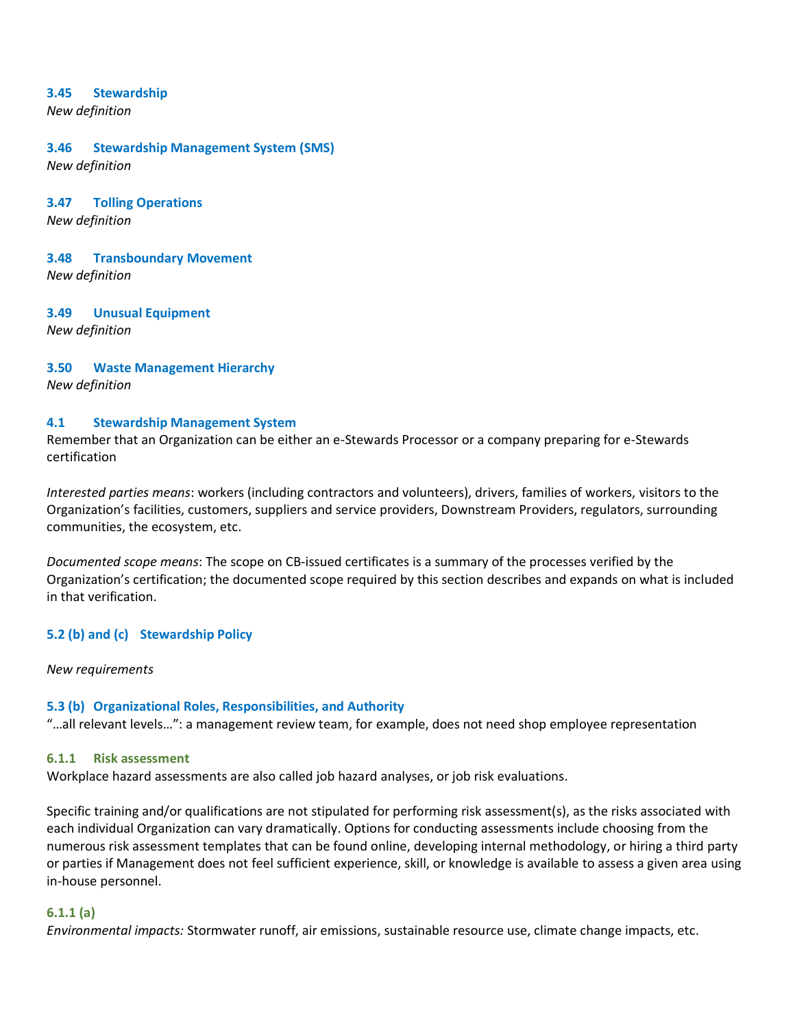### 3.45 Stewardship

*New definition*

### 3.46 Stewardship Management System (SMS)

*New definition*

### 3.47 Tolling Operations

*New definition*

### 3.48 Transboundary Movement

*New definition*

### 3.49 Unusual Equipment

*New definition*

### 3.50 Waste Management Hierarchy

*New definition*

### 4.1 Stewardship Management System

Remember that an Organization can be either an e-Stewards Processor or a company preparing for e-Stewards certification

*Interested parties means*: workers (including contractors and volunteers), drivers, families of workers, visitors to the Organization's facilities, customers, suppliers and service providers, Downstream Providers, regulators, surrounding communities, the ecosystem, etc.

*Documented scope means*: The scope on CB-issued certificates is a summary of the processes verified by the Organization's certification; the documented scope required by this section describes and expands on what is included in that verification.

### 5.2 (b) and (c) Stewardship Policy

*New requirements*

### 5.3 (b) Organizational Roles, Responsibilities, and Authority

"…all relevant levels…": a management review team, for example, does not need shop employee representation

#### 6.1.1 Risk assessment

Workplace hazard assessments are also called job hazard analyses, or job risk evaluations.

Specific training and/or qualifications are not stipulated for performing risk assessment(s), as the risks associated with each individual Organization can vary dramatically. Options for conducting assessments include choosing from the numerous risk assessment templates that can be found online, developing internal methodology, or hiring a third party or parties if Management does not feel sufficient experience, skill, or knowledge is available to assess a given area using in-house personnel.

#### 6.1.1 (a)

*Environmental impacts:* Stormwater runoff, air emissions, sustainable resource use, climate change impacts, etc.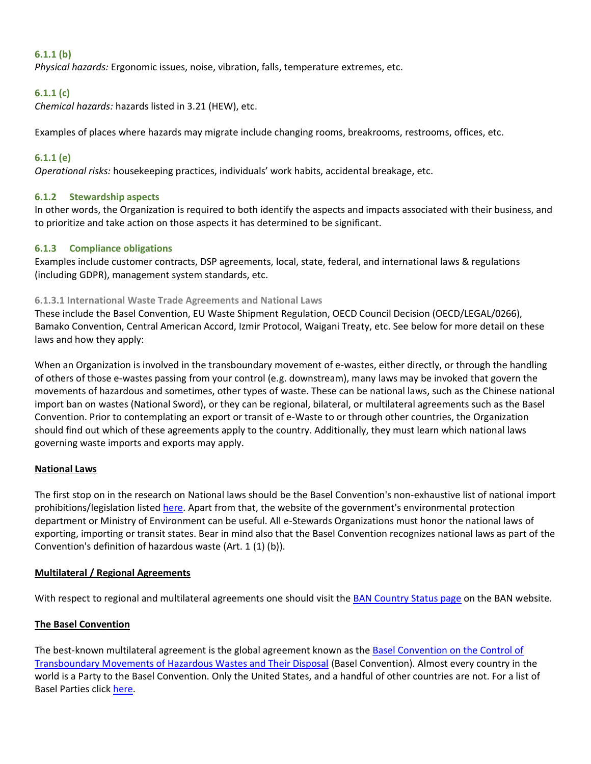### 6.1.1 (b)

*Physical hazards:* Ergonomic issues, noise, vibration, falls, temperature extremes, etc.

### 6.1.1 (c)

*Chemical hazards:* hazards listed in 3.21 (HEW), etc.

Examples of places where hazards may migrate include changing rooms, breakrooms, restrooms, offices, etc.

### 6.1.1 (e)

*Operational risks:* housekeeping practices, individuals' work habits, accidental breakage, etc.

### 6.1.2 Stewardship aspects

In other words, the Organization is required to both identify the aspects and impacts associated with their business, and to prioritize and take action on those aspects it has determined to be significant.

### 6.1.3 Compliance obligations

Examples include customer contracts, DSP agreements, local, state, federal, and international laws & regulations (including GDPR), management system standards, etc.

#### 6.1.3.1 International Waste Trade Agreements and National Laws

These include the Basel Convention, EU Waste Shipment Regulation, OECD Council Decision (OECD/LEGAL/0266), Bamako Convention, Central American Accord, Izmir Protocol, Waigani Treaty, etc. See below for more detail on these laws and how they apply:

When an Organization is involved in the transboundary movement of e-wastes, either directly, or through the handling of others of those e-wastes passing from your control (e.g. downstream), many laws may be invoked that govern the movements of hazardous and sometimes, other types of waste. These can be national laws, such as the Chinese national import ban on wastes (National Sword), or they can be regional, bilateral, or multilateral agreements such as the Basel Convention. Prior to contemplating an export or transit of e-Waste to or through other countries, the Organization should find out which of these agreements apply to the country. Additionally, they must learn which national laws governing waste imports and exports may apply.

**National Laws**

The first stop on in the research on National laws should be the Basel Convention's non-exhaustive list of national import prohibitions/legislation listed here. Apart from that, the website of the government's environmental protection department or Ministry of Environment can be useful. All e-Stewards Organizations must honor the national laws of exporting, importing or transit states. Bear in mind also that the Basel Convention recognizes national laws as part of the Convention's definition of hazardous waste (Art. 1 (1) (b)).

**Multilateral / Regional Agreements**

With respect to regional and multilateral agreements one should visit the BAN Country Status page on the BAN website.

**The Basel Convention**

The best-known multilateral agreement is the global agreement known as the Basel Convention on the Control of Transboundary Movements of Hazardous Wastes and Their Disposal (Basel Convention). Almost every country in the world is a Party to the Basel Convention. Only the United States, and a handful of other countries are not. For a list of Basel Parties click here.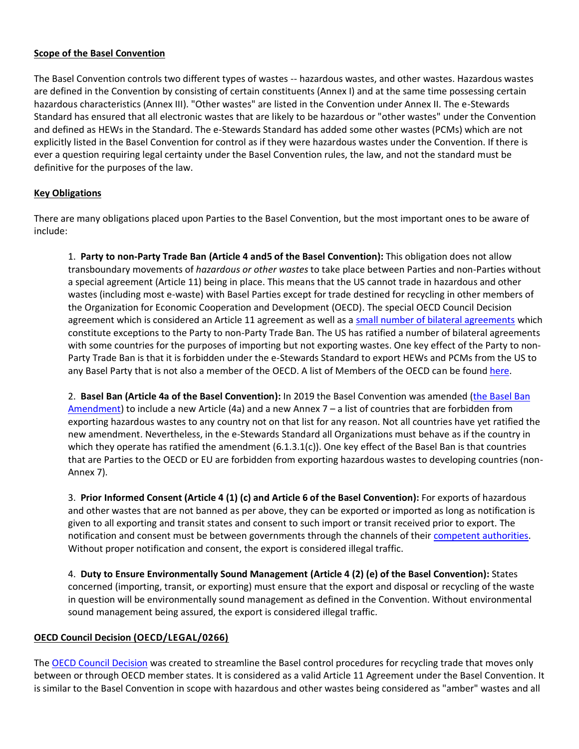**Scope of the Basel Convention**

The Basel Convention controls two different types of wastes -- hazardous wastes, and other wastes. Hazardous wastes are defined in the Convention by consisting of certain constituents (Annex I) and at the same time possessing certain hazardous characteristics (Annex III). "Other wastes" are listed in the Convention under Annex II. The e-Stewards Standard has ensured that all electronic wastes that are likely to be hazardous or "other wastes" under the Convention and defined as HEWs in the Standard. The e-Stewards Standard has added some other wastes (PCMs) which are not explicitly listed in the Basel Convention for control as if they were hazardous wastes under the Convention. If there is ever a question requiring legal certainty under the Basel Convention rules, the law, and not the standard must be definitive for the purposes of the law.

**Key Obligations**

There are many obligations placed upon Parties to the Basel Convention, but the most important ones to be aware of include:

1. **Party to non-Party Trade Ban (Article 4 and5 of the Basel Convention):** This obligation does not allow transboundary movements of *hazardous or other wastes* to take place between Parties and non-Parties without a special agreement (Article 11) being in place. This means that the US cannot trade in hazardous and other wastes (including most e-waste) with Basel Parties except for trade destined for recycling in other members of the Organization for Economic Cooperation and Development (OECD). The special OECD Council Decision agreement which is considered an Article 11 agreement as well as a small number of bilateral agreements which constitute exceptions to the Party to non-Party Trade Ban. The US has ratified a number of bilateral agreements with some countries for the purposes of importing but not exporting wastes. One key effect of the Party to non-Party Trade Ban is that it is forbidden under the e-Stewards Standard to export HEWs and PCMs from the US to any Basel Party that is not also a member of the OECD. A list of Members of the OECD can be found here.

2. **Basel Ban (Article 4a of the Basel Convention):** In 2019 the Basel Convention was amended (the Basel Ban Amendment) to include a new Article (4a) and a new Annex 7 – a list of countries that are forbidden from exporting hazardous wastes to any country not on that list for any reason. Not all countries have yet ratified the new amendment. Nevertheless, in the e-Stewards Standard all Organizations must behave as if the country in which they operate has ratified the amendment (6.1.3.1(c)). One key effect of the Basel Ban is that countries that are Parties to the OECD or EU are forbidden from exporting hazardous wastes to developing countries (non-Annex 7).

3. **Prior Informed Consent (Article 4 (1) (c) and Article 6 of the Basel Convention):** For exports of hazardous and other wastes that are not banned as per above, they can be exported or imported as long as notification is given to all exporting and transit states and consent to such import or transit received prior to export. The notification and consent must be between governments through the channels of their competent authorities. Without proper notification and consent, the export is considered illegal traffic.

4. **Duty to Ensure Environmentally Sound Management (Article 4 (2) (e) of the Basel Convention):** States concerned (importing, transit, or exporting) must ensure that the export and disposal or recycling of the waste in question will be environmentally sound management as defined in the Convention. Without environmental sound management being assured, the export is considered illegal traffic.

**OECD Council Decision (OECD/LEGAL/0266)**

The OECD Council Decision was created to streamline the Basel control procedures for recycling trade that moves only between or through OECD member states. It is considered as a valid Article 11 Agreement under the Basel Convention. It is similar to the Basel Convention in scope with hazardous and other wastes being considered as "amber" wastes and all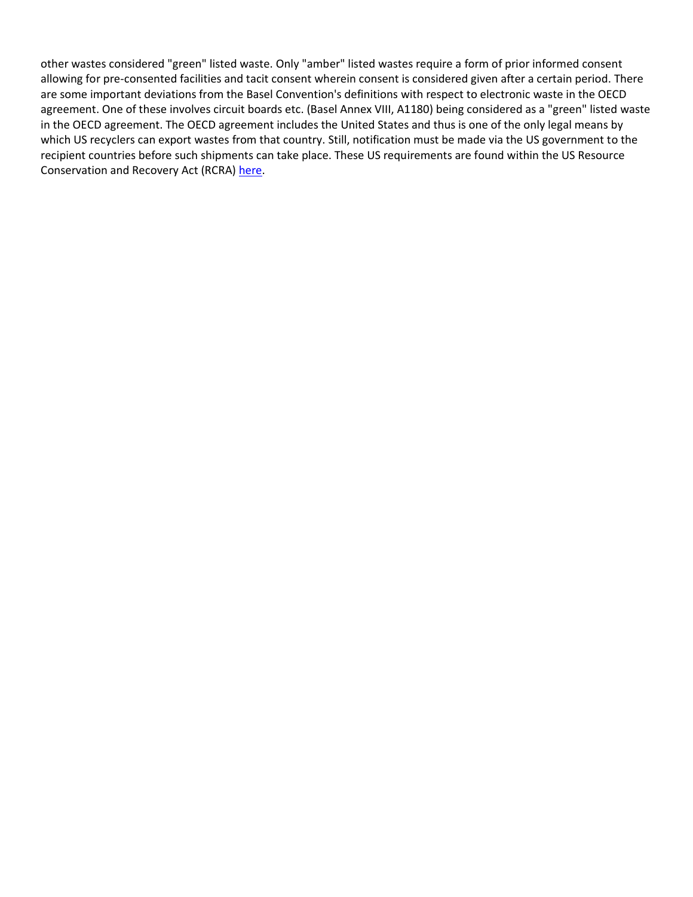other wastes considered "green" listed waste. Only "amber" listed wastes require a form of prior informed consent allowing for pre-consented facilities and tacit consent wherein consent is considered given after a certain period. There are some important deviations from the Basel Convention's definitions with respect to electronic waste in the OECD agreement. One of these involves circuit boards etc. (Basel Annex VIII, A1180) being considered as a "green" listed waste in the OECD agreement. The OECD agreement includes the United States and thus is one of the only legal means by which US recyclers can export wastes from that country. Still, notification must be made via the US government to the recipient countries before such shipments can take place. These US requirements are found within the US Resource Conservation and Recovery Act (RCRA) here.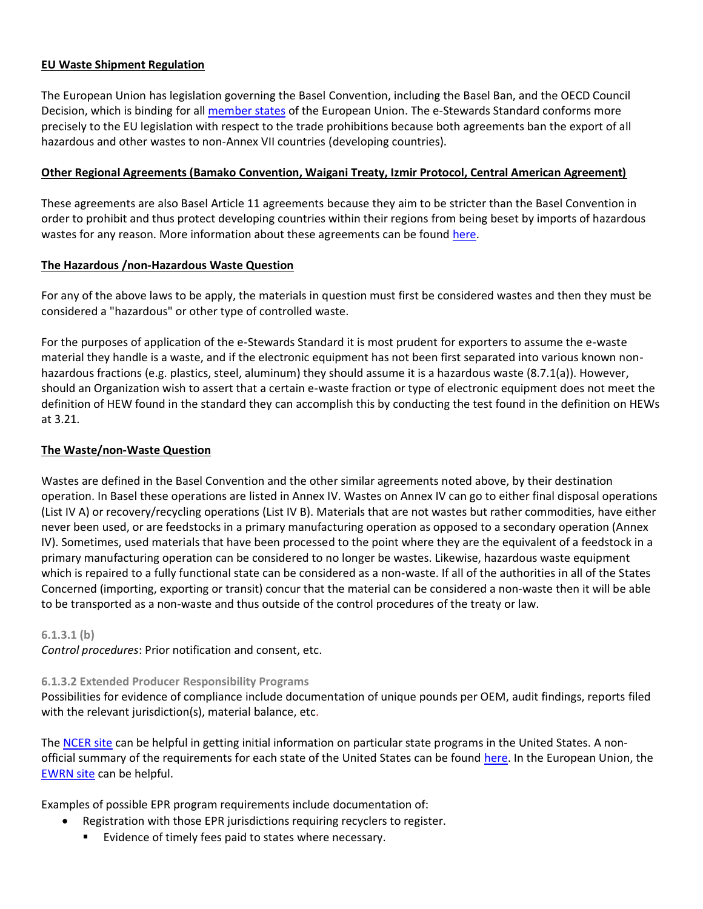**EU Waste Shipment Regulation**

The European Union has legislation governing the Basel Convention, including the Basel Ban, and the OECD Council Decision, which is binding for all member states of the European Union. The e-Stewards Standard conforms more precisely to the EU legislation with respect to the trade prohibitions because both agreements ban the export of all hazardous and other wastes to non-Annex VII countries (developing countries).

**Other Regional Agreements (Bamako Convention, Waigani Treaty, Izmir Protocol, Central American Agreement)**

These agreements are also Basel Article 11 agreements because they aim to be stricter than the Basel Convention in order to prohibit and thus protect developing countries within their regions from being beset by imports of hazardous wastes for any reason. More information about these agreements can be found here.

**The Hazardous /non-Hazardous Waste Question**

For any of the above laws to be apply, the materials in question must first be considered wastes and then they must be considered a "hazardous" or other type of controlled waste.

For the purposes of application of the e-Stewards Standard it is most prudent for exporters to assume the e-waste material they handle is a waste, and if the electronic equipment has not been first separated into various known non-hazardous fractions (e.g. plastics, steel, aluminum) they should assume it is a hazardous waste (8.7.1(a)). However, should an Organization wish to assert that a certain e-waste fraction or type of electronic equipment does not meet the definition of HEW found in the standard they can accomplish this by conducting the test found in the definition on HEWs at 3.21.

**The Waste/non-Waste Question**

Wastes are defined in the Basel Convention and the other similar agreements noted above, by their destination operation. In Basel these operations are listed in Annex IV. Wastes on Annex IV can go to either final disposal operations (List IV A) or recovery/recycling operations (List IV B). Materials that are not wastes but rather commodities, have either never been used, or are feedstocks in a primary manufacturing operation as opposed to a secondary operation (Annex IV). Sometimes, used materials that have been processed to the point where they are the equivalent of a feedstock in a primary manufacturing operation can be considered to no longer be wastes. Likewise, hazardous waste equipment which is repaired to a fully functional state can be considered as a non-waste. If all of the authorities in all of the States Concerned (importing, exporting or transit) concur that the material can be considered a non-waste then it will be able to be transported as a non-waste and thus outside of the control procedures of the treaty or law.

**6.1.3.1 (b)**

*Control procedures*: Prior notification and consent, etc.

**6.1.3.2 Extended Producer Responsibility Programs**

Possibilities for evidence of compliance include documentation of unique pounds per OEM, audit findings, reports filed with the relevant jurisdiction(s), material balance, etc.

The NCER site can be helpful in getting initial information on particular state programs in the United States. A non-official summary of the requirements for each state of the United States can be found here. In the European Union, the EWRN site can be helpful.

Examples of possible EPR program requirements include documentation of:

- Registration with those EPR jurisdictions requiring recyclers to register.
    - Evidence of timely fees paid to states where necessary.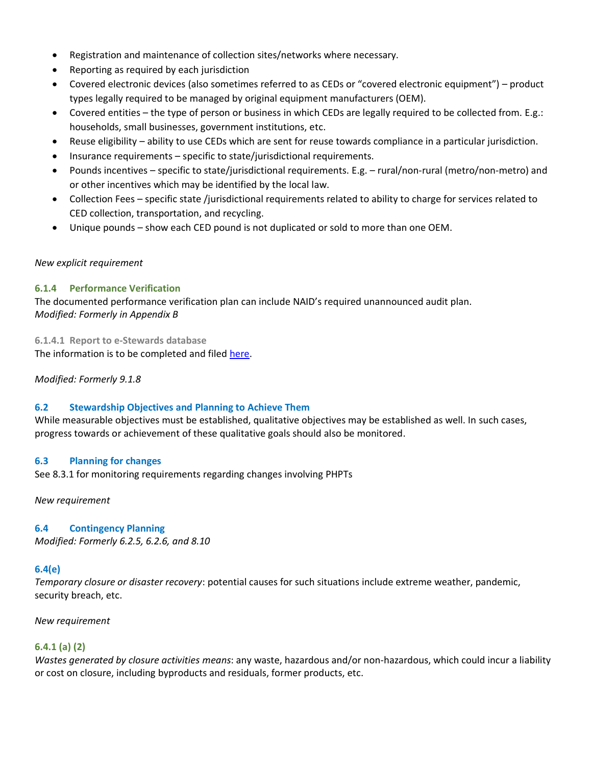- Registration and maintenance of collection sites/networks where necessary.
- Reporting as required by each jurisdiction
- Covered electronic devices (also sometimes referred to as CEDs or "covered electronic equipment") – product types legally required to be managed by original equipment manufacturers (OEM).
- Covered entities – the type of person or business in which CEDs are legally required to be collected from. E.g.: households, small businesses, government institutions, etc.
- Reuse eligibility – ability to use CEDs which are sent for reuse towards compliance in a particular jurisdiction.
- Insurance requirements – specific to state/jurisdictional requirements.
- Pounds incentives – specific to state/jurisdictional requirements. E.g. – rural/non-rural (metro/non-metro) and or other incentives which may be identified by the local law.
- Collection Fees – specific state /jurisdictional requirements related to ability to charge for services related to CED collection, transportation, and recycling.
- Unique pounds – show each CED pound is not duplicated or sold to more than one OEM.

*New explicit requirement*

### 6.1.4 Performance Verification

The documented performance verification plan can include NAID's required unannounced audit plan.
*Modified: Formerly in Appendix B*

#### 6.1.4.1 Report to e-Stewards database

The information is to be completed and filed here.

*Modified: Formerly 9.1.8*

## 6.2 Stewardship Objectives and Planning to Achieve Them

While measurable objectives must be established, qualitative objectives may be established as well. In such cases, progress towards or achievement of these qualitative goals should also be monitored.

## 6.3 Planning for changes

See 8.3.1 for monitoring requirements regarding changes involving PHPTs

*New requirement*

## 6.4 Contingency Planning

*Modified: Formerly 6.2.5, 6.2.6, and 8.10*

### 6.4(e)

*Temporary closure or disaster recovery*: potential causes for such situations include extreme weather, pandemic, security breach, etc.

*New requirement*

### 6.4.1 (a) (2)

*Wastes generated by closure activities means*: any waste, hazardous and/or non-hazardous, which could incur a liability or cost on closure, including byproducts and residuals, former products, etc.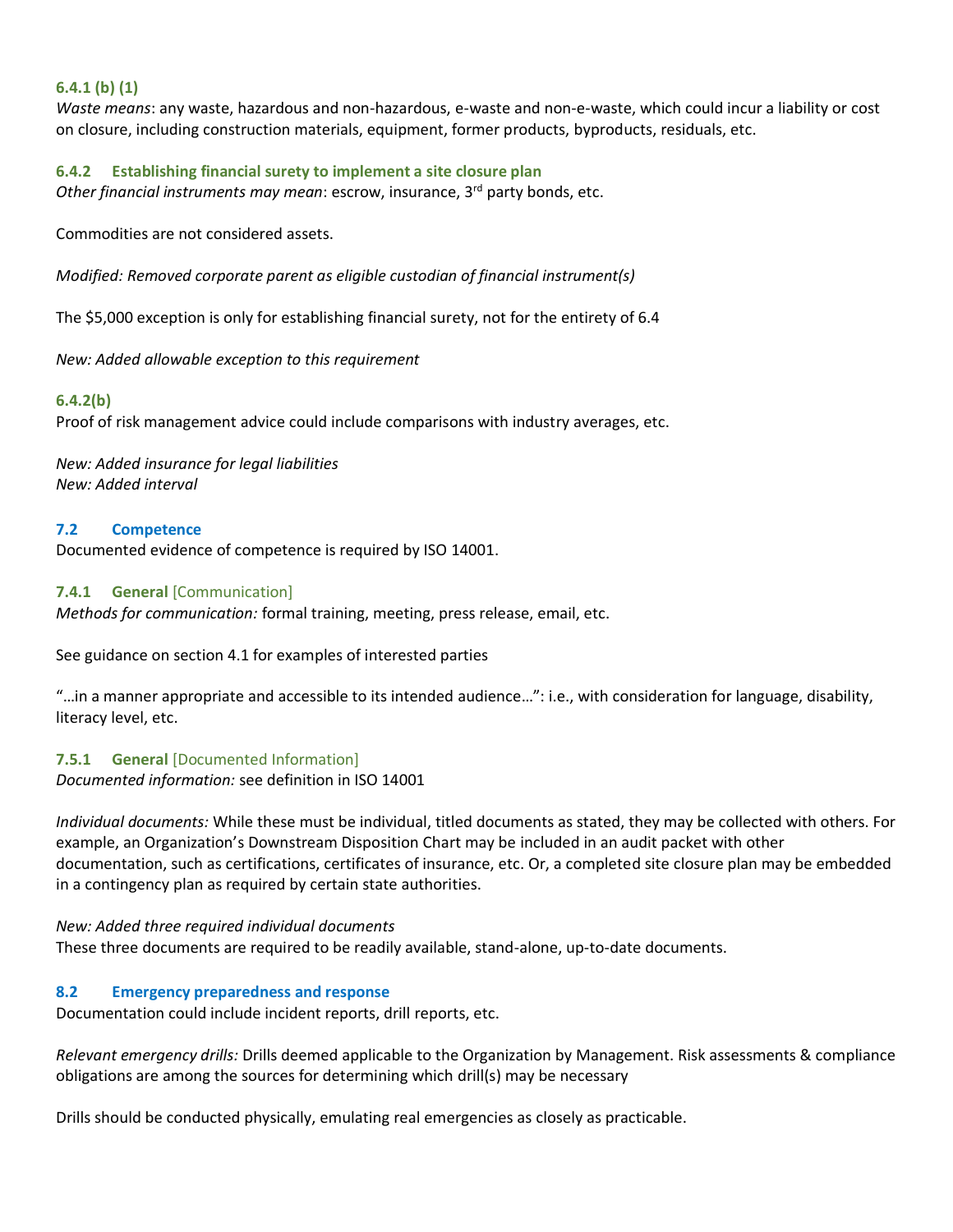### 6.4.1 (b) (1)

*Waste means*: any waste, hazardous and non-hazardous, e-waste and non-e-waste, which could incur a liability or cost on closure, including construction materials, equipment, former products, byproducts, residuals, etc.

### 6.4.2 Establishing financial surety to implement a site closure plan

*Other financial instruments may mean*: escrow, insurance, 3rd party bonds, etc.

Commodities are not considered assets.

*Modified: Removed corporate parent as eligible custodian of financial instrument(s)*

The $5,000 exception is only for establishing financial surety, not for the entirety of 6.4

*New: Added allowable exception to this requirement*

### 6.4.2(b)

Proof of risk management advice could include comparisons with industry averages, etc.

*New: Added insurance for legal liabilities*
*New: Added interval*

## 7.2 Competence

Documented evidence of competence is required by ISO 14001.

### 7.4.1 General [Communication]

*Methods for communication:* formal training, meeting, press release, email, etc.

See guidance on section 4.1 for examples of interested parties

"…in a manner appropriate and accessible to its intended audience…": i.e., with consideration for language, disability, literacy level, etc.

### 7.5.1 General [Documented Information]

*Documented information:* see definition in ISO 14001

*Individual documents:* While these must be individual, titled documents as stated, they may be collected with others. For example, an Organization's Downstream Disposition Chart may be included in an audit packet with other documentation, such as certifications, certificates of insurance, etc. Or, a completed site closure plan may be embedded in a contingency plan as required by certain state authorities.

*New: Added three required individual documents*
These three documents are required to be readily available, stand-alone, up-to-date documents.

## 8.2 Emergency preparedness and response

Documentation could include incident reports, drill reports, etc.

*Relevant emergency drills:* Drills deemed applicable to the Organization by Management. Risk assessments & compliance obligations are among the sources for determining which drill(s) may be necessary

Drills should be conducted physically, emulating real emergencies as closely as practicable.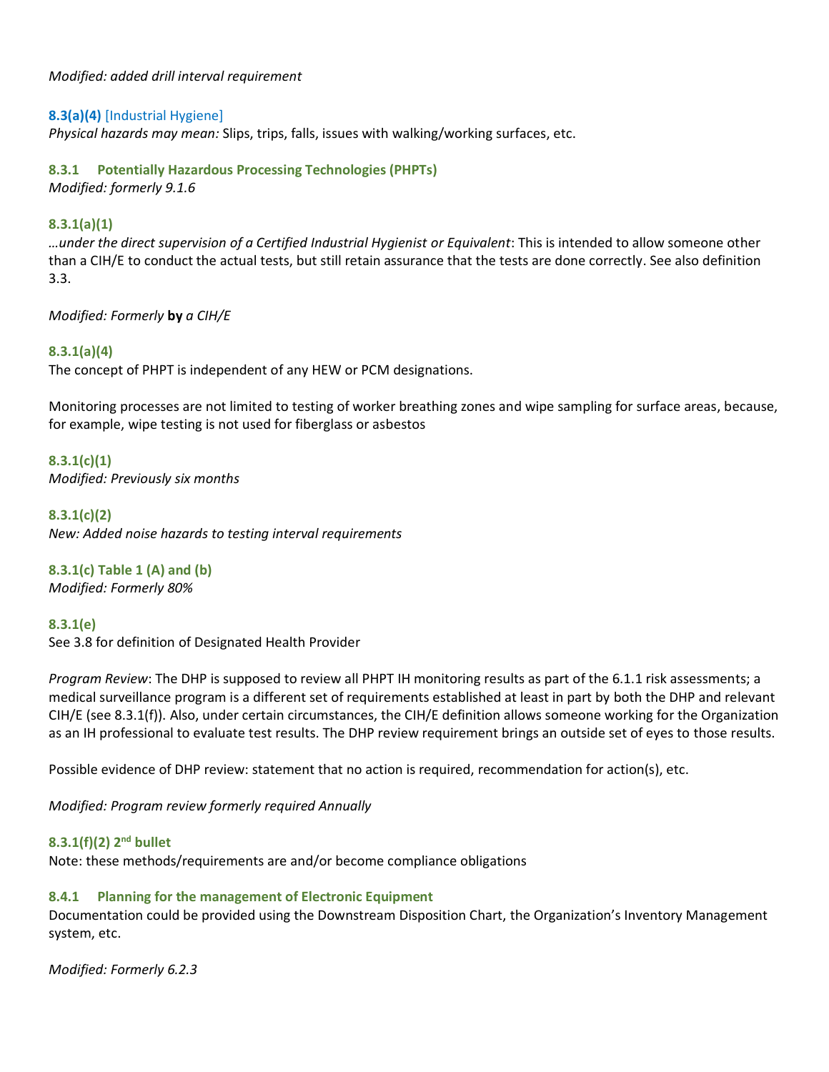*Modified: added drill interval requirement*

**8.3(a)(4)** [Industrial Hygiene]
*Physical hazards may mean:* Slips, trips, falls, issues with walking/working surfaces, etc.

### 8.3.1 Potentially Hazardous Processing Technologies (PHPTs)

*Modified: formerly 9.1.6*

**8.3.1(a)(1)**
*…under the direct supervision of a Certified Industrial Hygienist or Equivalent*: This is intended to allow someone other than a CIH/E to conduct the actual tests, but still retain assurance that the tests are done correctly. See also definition 3.3.

*Modified: Formerly* **by** *a CIH/E*

**8.3.1(a)(4)**
The concept of PHPT is independent of any HEW or PCM designations.

Monitoring processes are not limited to testing of worker breathing zones and wipe sampling for surface areas, because, for example, wipe testing is not used for fiberglass or asbestos

**8.3.1(c)(1)**
*Modified: Previously six months*

**8.3.1(c)(2)**
*New: Added noise hazards to testing interval requirements*

**8.3.1(c) Table 1 (A) and (b)**
*Modified: Formerly 80%*

**8.3.1(e)**
See 3.8 for definition of Designated Health Provider

*Program Review*: The DHP is supposed to review all PHPT IH monitoring results as part of the 6.1.1 risk assessments; a medical surveillance program is a different set of requirements established at least in part by both the DHP and relevant CIH/E (see 8.3.1(f)). Also, under certain circumstances, the CIH/E definition allows someone working for the Organization as an IH professional to evaluate test results. The DHP review requirement brings an outside set of eyes to those results.

Possible evidence of DHP review: statement that no action is required, recommendation for action(s), etc.

*Modified: Program review formerly required Annually*

**8.3.1(f)(2) 2nd bullet**
Note: these methods/requirements are and/or become compliance obligations

### 8.4.1 Planning for the management of Electronic Equipment

Documentation could be provided using the Downstream Disposition Chart, the Organization's Inventory Management system, etc.

*Modified: Formerly 6.2.3*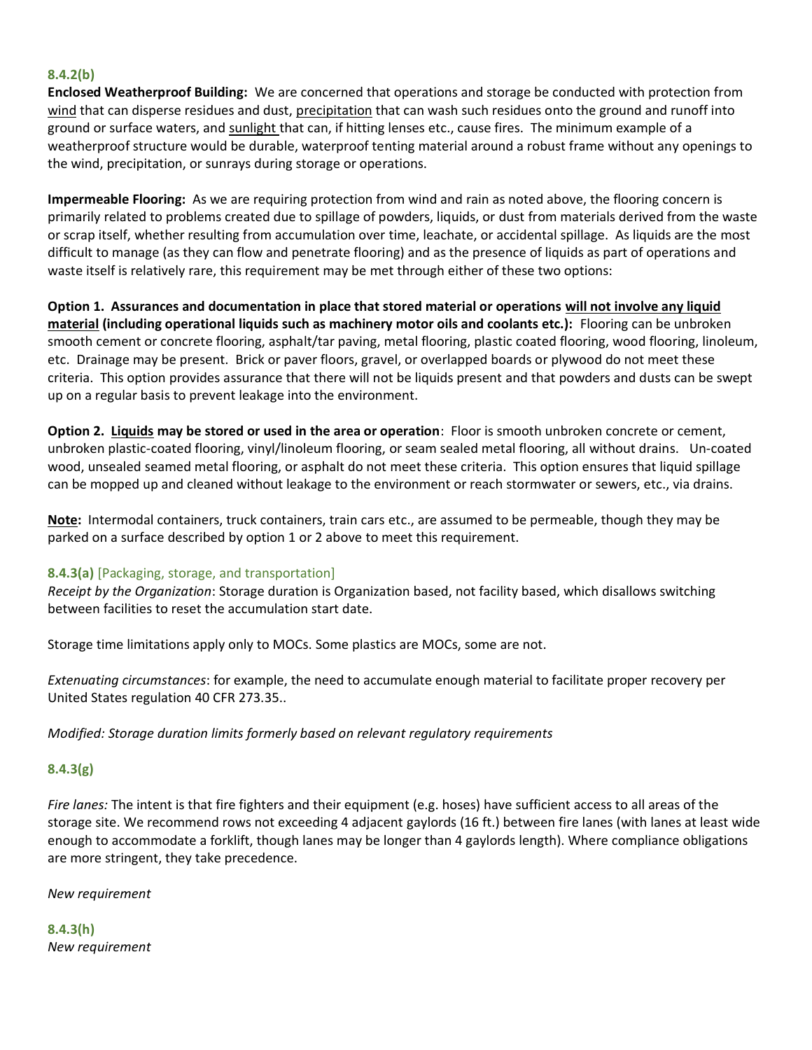**8.4.2(b)**

**Enclosed Weatherproof Building:** We are concerned that operations and storage be conducted with protection from wind that can disperse residues and dust, precipitation that can wash such residues onto the ground and runoff into ground or surface waters, and sunlight that can, if hitting lenses etc., cause fires. The minimum example of a weatherproof structure would be durable, waterproof tenting material around a robust frame without any openings to the wind, precipitation, or sunrays during storage or operations.

**Impermeable Flooring:** As we are requiring protection from wind and rain as noted above, the flooring concern is primarily related to problems created due to spillage of powders, liquids, or dust from materials derived from the waste or scrap itself, whether resulting from accumulation over time, leachate, or accidental spillage. As liquids are the most difficult to manage (as they can flow and penetrate flooring) and as the presence of liquids as part of operations and waste itself is relatively rare, this requirement may be met through either of these two options:

**Option 1. Assurances and documentation in place that stored material or operations will not involve any liquid material (including operational liquids such as machinery motor oils and coolants etc.):** Flooring can be unbroken smooth cement or concrete flooring, asphalt/tar paving, metal flooring, plastic coated flooring, wood flooring, linoleum, etc. Drainage may be present. Brick or paver floors, gravel, or overlapped boards or plywood do not meet these criteria. This option provides assurance that there will not be liquids present and that powders and dusts can be swept up on a regular basis to prevent leakage into the environment.

**Option 2. Liquids may be stored or used in the area or operation**: Floor is smooth unbroken concrete or cement, unbroken plastic-coated flooring, vinyl/linoleum flooring, or seam sealed metal flooring, all without drains. Un-coated wood, unsealed seamed metal flooring, or asphalt do not meet these criteria. This option ensures that liquid spillage can be mopped up and cleaned without leakage to the environment or reach stormwater or sewers, etc., via drains.

**Note:** Intermodal containers, truck containers, train cars etc., are assumed to be permeable, though they may be parked on a surface described by option 1 or 2 above to meet this requirement.

**8.4.3(a)** [Packaging, storage, and transportation]

*Receipt by the Organization*: Storage duration is Organization based, not facility based, which disallows switching between facilities to reset the accumulation start date.

Storage time limitations apply only to MOCs. Some plastics are MOCs, some are not.

*Extenuating circumstances*: for example, the need to accumulate enough material to facilitate proper recovery per United States regulation 40 CFR 273.35..

*Modified: Storage duration limits formerly based on relevant regulatory requirements*

**8.4.3(g)**

*Fire lanes:* The intent is that fire fighters and their equipment (e.g. hoses) have sufficient access to all areas of the storage site. We recommend rows not exceeding 4 adjacent gaylords (16 ft.) between fire lanes (with lanes at least wide enough to accommodate a forklift, though lanes may be longer than 4 gaylords length). Where compliance obligations are more stringent, they take precedence.

*New requirement*

**8.4.3(h)**

*New requirement*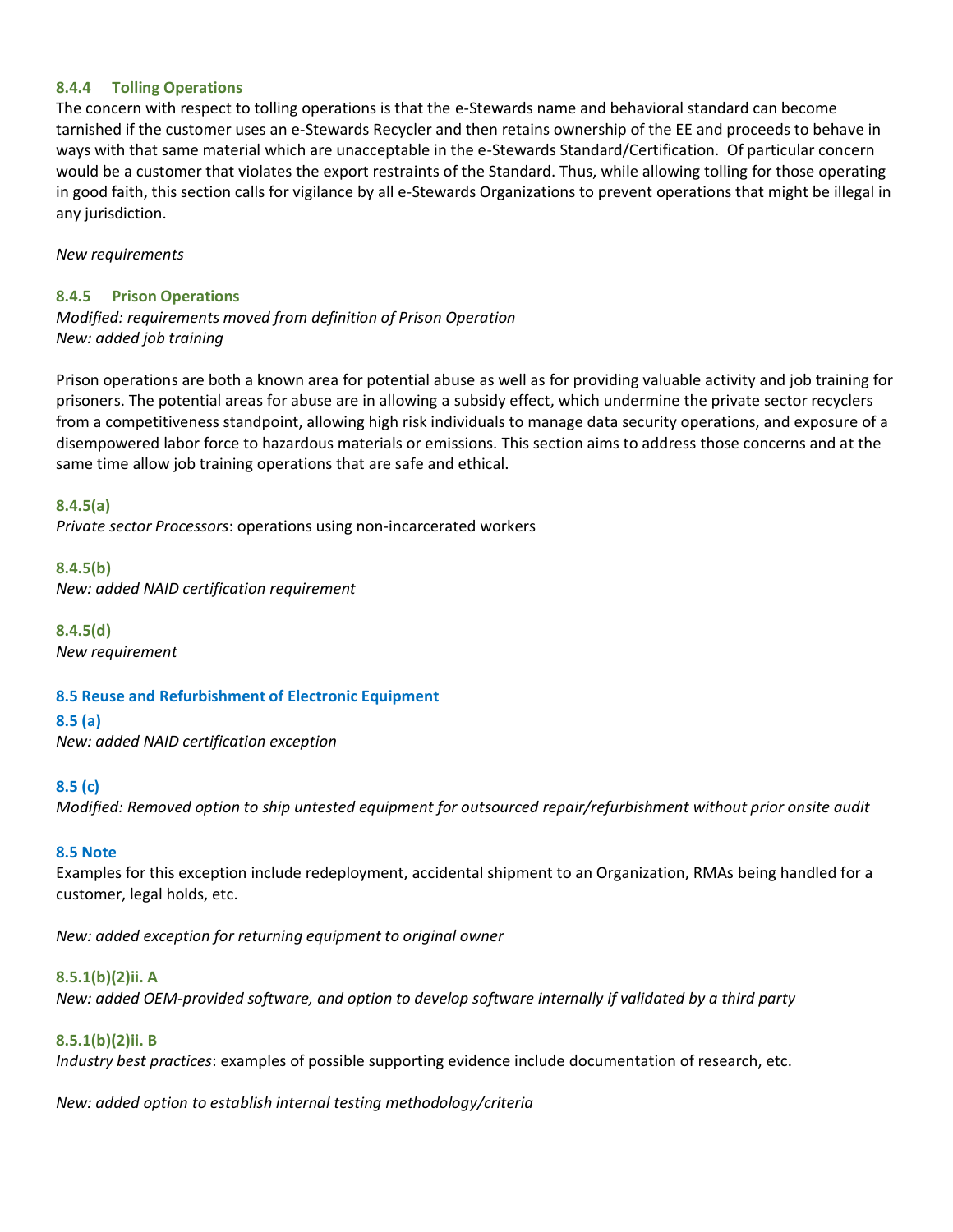#### 8.4.4 Tolling Operations

The concern with respect to tolling operations is that the e-Stewards name and behavioral standard can become tarnished if the customer uses an e-Stewards Recycler and then retains ownership of the EE and proceeds to behave in ways with that same material which are unacceptable in the e-Stewards Standard/Certification. Of particular concern would be a customer that violates the export restraints of the Standard. Thus, while allowing tolling for those operating in good faith, this section calls for vigilance by all e-Stewards Organizations to prevent operations that might be illegal in any jurisdiction.

*New requirements*

#### 8.4.5 Prison Operations

*Modified: requirements moved from definition of Prison Operation*
*New: added job training*

Prison operations are both a known area for potential abuse as well as for providing valuable activity and job training for prisoners. The potential areas for abuse are in allowing a subsidy effect, which undermine the private sector recyclers from a competitiveness standpoint, allowing high risk individuals to manage data security operations, and exposure of a disempowered labor force to hazardous materials or emissions. This section aims to address those concerns and at the same time allow job training operations that are safe and ethical.

#### 8.4.5(a)

*Private sector Processors*: operations using non-incarcerated workers

#### 8.4.5(b)

*New: added NAID certification requirement*

#### 8.4.5(d)

*New requirement*

### 8.5 Reuse and Refurbishment of Electronic Equipment

#### 8.5 (a)

*New: added NAID certification exception*

#### 8.5 (c)

*Modified: Removed option to ship untested equipment for outsourced repair/refurbishment without prior onsite audit*

#### 8.5 Note

Examples for this exception include redeployment, accidental shipment to an Organization, RMAs being handled for a customer, legal holds, etc.

*New: added exception for returning equipment to original owner*

#### 8.5.1(b)(2)ii. A

*New: added OEM-provided software, and option to develop software internally if validated by a third party*

#### 8.5.1(b)(2)ii. B

*Industry best practices*: examples of possible supporting evidence include documentation of research, etc.

*New: added option to establish internal testing methodology/criteria*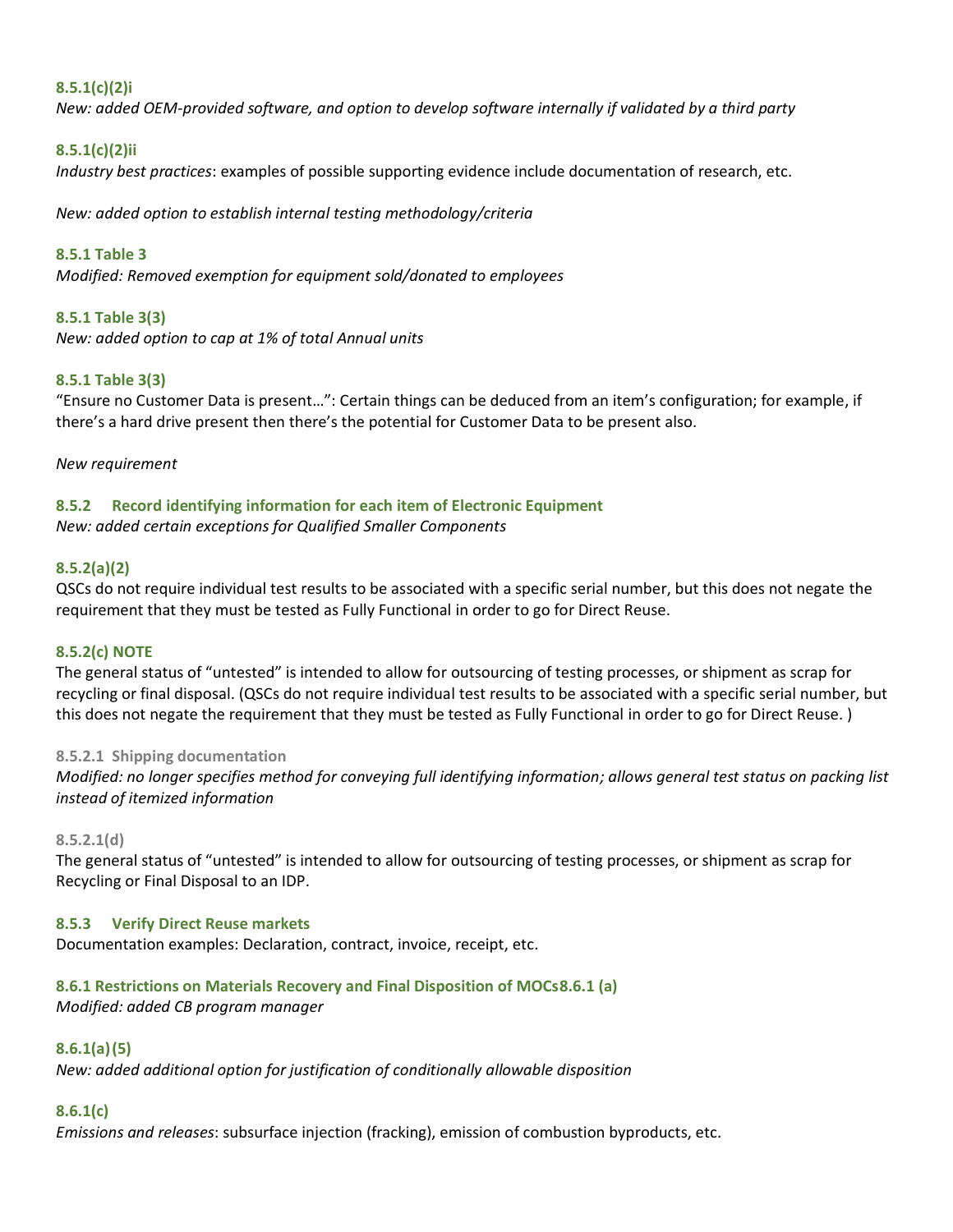**8.5.1(c)(2)i**
*New: added OEM-provided software, and option to develop software internally if validated by a third party*

**8.5.1(c)(2)ii**
*Industry best practices*: examples of possible supporting evidence include documentation of research, etc.

*New: added option to establish internal testing methodology/criteria*

**8.5.1 Table 3**
*Modified: Removed exemption for equipment sold/donated to employees*

**8.5.1 Table 3(3)**
*New: added option to cap at 1% of total Annual units*

**8.5.1 Table 3(3)**
"Ensure no Customer Data is present…": Certain things can be deduced from an item's configuration; for example, if there's a hard drive present then there's the potential for Customer Data to be present also.

*New requirement*

**8.5.2 Record identifying information for each item of Electronic Equipment**
*New: added certain exceptions for Qualified Smaller Components*

**8.5.2(a)(2)**
QSCs do not require individual test results to be associated with a specific serial number, but this does not negate the requirement that they must be tested as Fully Functional in order to go for Direct Reuse.

**8.5.2(c) NOTE**
The general status of "untested" is intended to allow for outsourcing of testing processes, or shipment as scrap for recycling or final disposal. (QSCs do not require individual test results to be associated with a specific serial number, but this does not negate the requirement that they must be tested as Fully Functional in order to go for Direct Reuse. )

**8.5.2.1 Shipping documentation**
*Modified: no longer specifies method for conveying full identifying information; allows general test status on packing list instead of itemized information*

**8.5.2.1(d)**
The general status of "untested" is intended to allow for outsourcing of testing processes, or shipment as scrap for Recycling or Final Disposal to an IDP.

**8.5.3 Verify Direct Reuse markets**
Documentation examples: Declaration, contract, invoice, receipt, etc.

**8.6.1 Restrictions on Materials Recovery and Final Disposition of MOCs8.6.1 (a)**
*Modified: added CB program manager*

**8.6.1(a)(5)**
*New: added additional option for justification of conditionally allowable disposition*

**8.6.1(c)**
*Emissions and releases*: subsurface injection (fracking), emission of combustion byproducts, etc.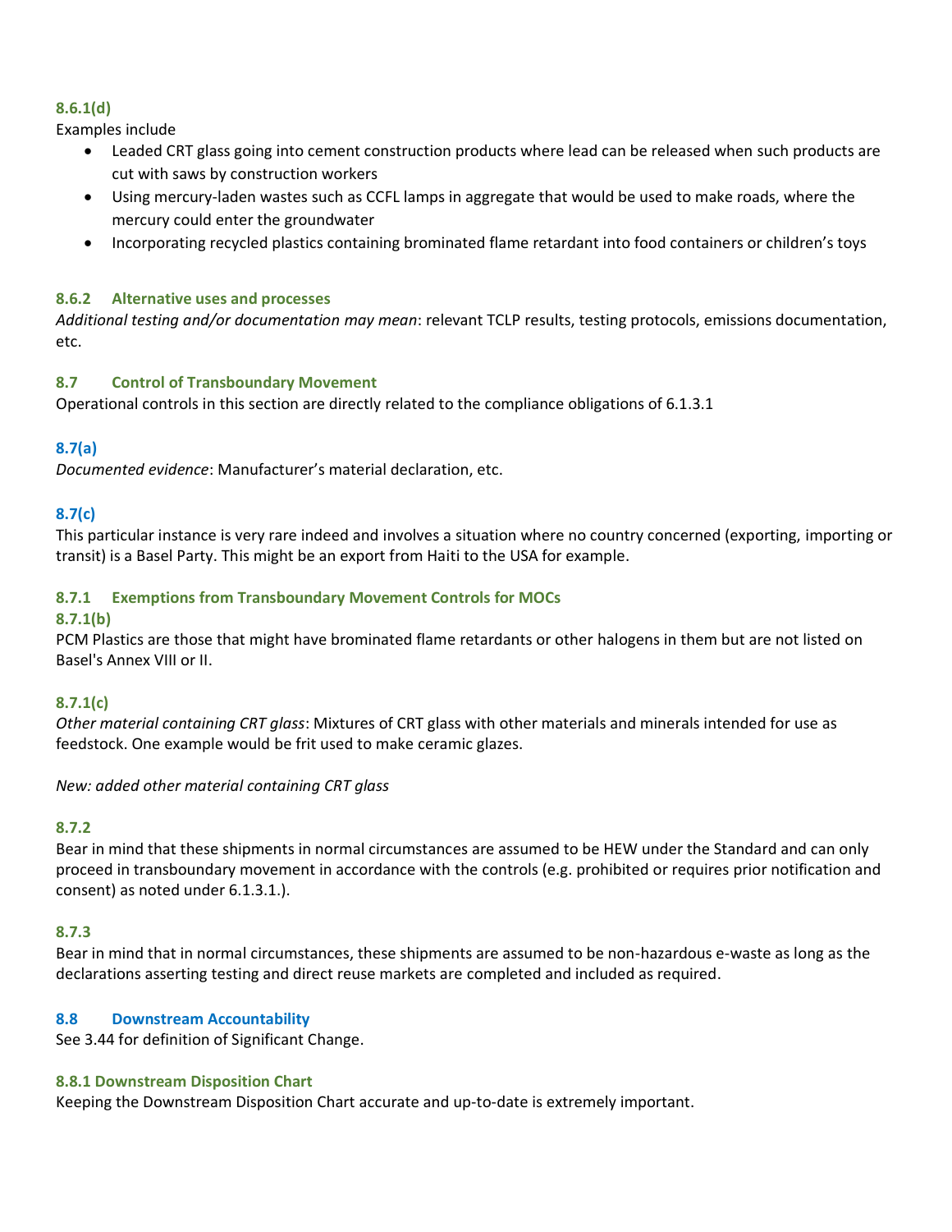#### 8.6.1(d)

Examples include

- Leaded CRT glass going into cement construction products where lead can be released when such products are cut with saws by construction workers
- Using mercury-laden wastes such as CCFL lamps in aggregate that would be used to make roads, where the mercury could enter the groundwater
- Incorporating recycled plastics containing brominated flame retardant into food containers or children's toys

### 8.6.2 Alternative uses and processes

*Additional testing and/or documentation may mean*: relevant TCLP results, testing protocols, emissions documentation, etc.

### 8.7 Control of Transboundary Movement

Operational controls in this section are directly related to the compliance obligations of 6.1.3.1

#### 8.7(a)

*Documented evidence*: Manufacturer's material declaration, etc.

#### 8.7(c)

This particular instance is very rare indeed and involves a situation where no country concerned (exporting, importing or transit) is a Basel Party. This might be an export from Haiti to the USA for example.

### 8.7.1 Exemptions from Transboundary Movement Controls for MOCs

#### 8.7.1(b)

PCM Plastics are those that might have brominated flame retardants or other halogens in them but are not listed on Basel's Annex VIII or II.

#### 8.7.1(c)

*Other material containing CRT glass*: Mixtures of CRT glass with other materials and minerals intended for use as feedstock. One example would be frit used to make ceramic glazes.

*New: added other material containing CRT glass*

#### 8.7.2

Bear in mind that these shipments in normal circumstances are assumed to be HEW under the Standard and can only proceed in transboundary movement in accordance with the controls (e.g. prohibited or requires prior notification and consent) as noted under 6.1.3.1.).

#### 8.7.3

Bear in mind that in normal circumstances, these shipments are assumed to be non-hazardous e-waste as long as the declarations asserting testing and direct reuse markets are completed and included as required.

### 8.8 Downstream Accountability

See 3.44 for definition of Significant Change.

#### 8.8.1 Downstream Disposition Chart

Keeping the Downstream Disposition Chart accurate and up-to-date is extremely important.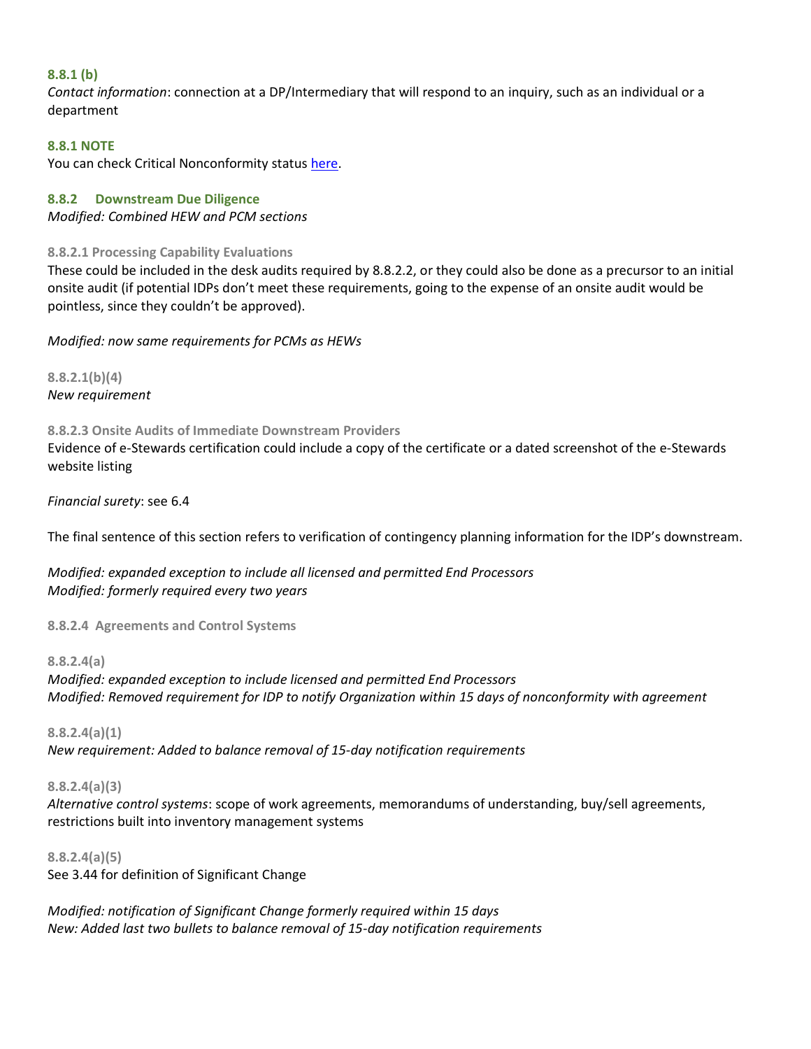**8.8.1 (b)**

*Contact information*: connection at a DP/Intermediary that will respond to an inquiry, such as an individual or a department

**8.8.1 NOTE**

You can check Critical Nonconformity status here.

### 8.8.2 Downstream Due Diligence

*Modified: Combined HEW and PCM sections*

#### 8.8.2.1 Processing Capability Evaluations

These could be included in the desk audits required by 8.8.2.2, or they could also be done as a precursor to an initial onsite audit (if potential IDPs don't meet these requirements, going to the expense of an onsite audit would be pointless, since they couldn't be approved).

*Modified: now same requirements for PCMs as HEWs*

**8.8.2.1(b)(4)**

*New requirement*

#### 8.8.2.3 Onsite Audits of Immediate Downstream Providers

Evidence of e-Stewards certification could include a copy of the certificate or a dated screenshot of the e-Stewards website listing

*Financial surety*: see 6.4

The final sentence of this section refers to verification of contingency planning information for the IDP's downstream.

*Modified: expanded exception to include all licensed and permitted End Processors*
*Modified: formerly required every two years*

#### 8.8.2.4 Agreements and Control Systems

**8.8.2.4(a)**

*Modified: expanded exception to include licensed and permitted End Processors*
*Modified: Removed requirement for IDP to notify Organization within 15 days of nonconformity with agreement*

**8.8.2.4(a)(1)**

*New requirement: Added to balance removal of 15-day notification requirements*

**8.8.2.4(a)(3)**

*Alternative control systems*: scope of work agreements, memorandums of understanding, buy/sell agreements, restrictions built into inventory management systems

**8.8.2.4(a)(5)**

See 3.44 for definition of Significant Change

*Modified: notification of Significant Change formerly required within 15 days*
*New: Added last two bullets to balance removal of 15-day notification requirements*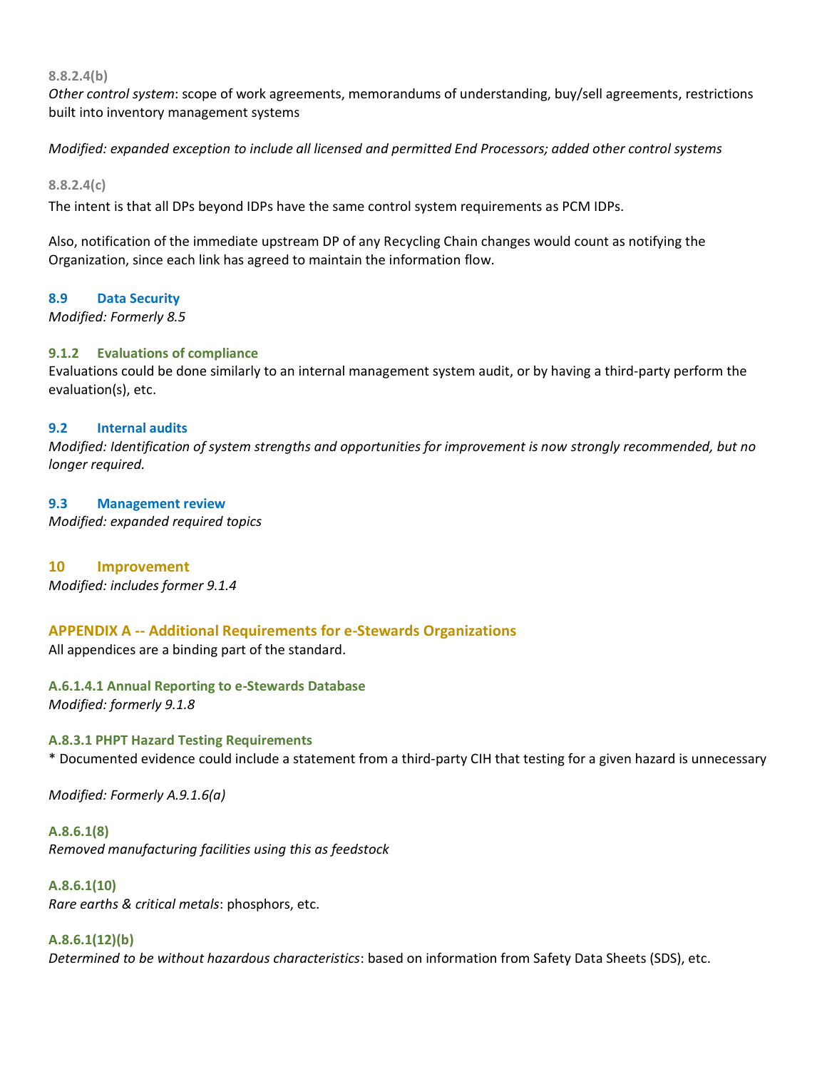#### 8.8.2.4(b)

*Other control system*: scope of work agreements, memorandums of understanding, buy/sell agreements, restrictions built into inventory management systems

*Modified: expanded exception to include all licensed and permitted End Processors; added other control systems*

#### 8.8.2.4(c)

The intent is that all DPs beyond IDPs have the same control system requirements as PCM IDPs.

Also, notification of the immediate upstream DP of any Recycling Chain changes would count as notifying the Organization, since each link has agreed to maintain the information flow.

### 8.9 Data Security

*Modified: Formerly 8.5*

#### 9.1.2 Evaluations of compliance

Evaluations could be done similarly to an internal management system audit, or by having a third-party perform the evaluation(s), etc.

### 9.2 Internal audits

*Modified: Identification of system strengths and opportunities for improvement is now strongly recommended, but no longer required.*

### 9.3 Management review

*Modified: expanded required topics*

## 10 Improvement

*Modified: includes former 9.1.4*

## APPENDIX A -- Additional Requirements for e-Stewards Organizations

All appendices are a binding part of the standard.

#### A.6.1.4.1 Annual Reporting to e-Stewards Database

*Modified: formerly 9.1.8*

#### A.8.3.1 PHPT Hazard Testing Requirements

* Documented evidence could include a statement from a third-party CIH that testing for a given hazard is unnecessary

*Modified: Formerly A.9.1.6(a)*

#### A.8.6.1(8)

*Removed manufacturing facilities using this as feedstock*

#### A.8.6.1(10)

*Rare earths & critical metals*: phosphors, etc.

#### A.8.6.1(12)(b)

*Determined to be without hazardous characteristics*: based on information from Safety Data Sheets (SDS), etc.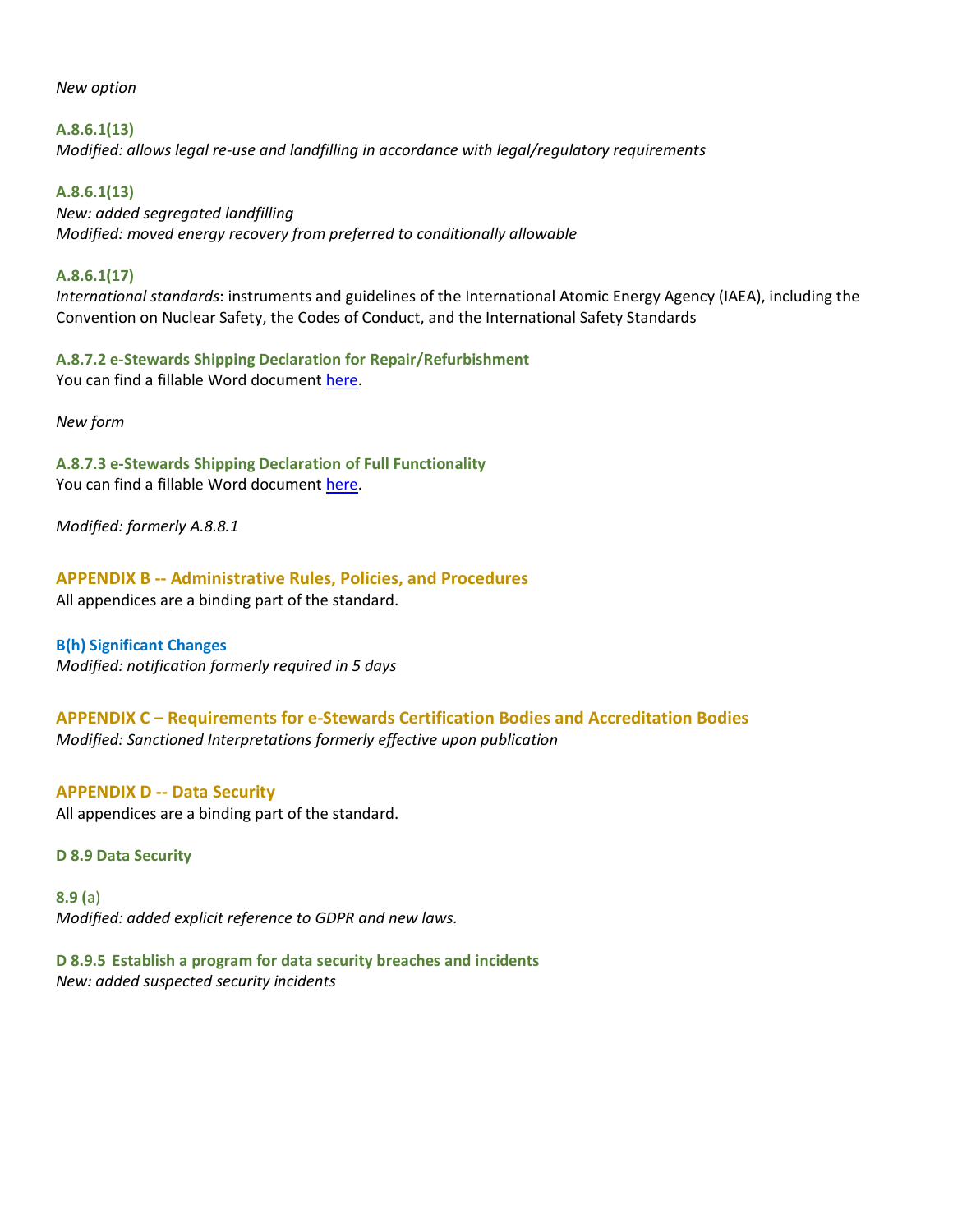*New option*

**A.8.6.1(13)**
*Modified: allows legal re-use and landfilling in accordance with legal/regulatory requirements*

**A.8.6.1(13)**
*New: added segregated landfilling*
*Modified: moved energy recovery from preferred to conditionally allowable*

**A.8.6.1(17)**
*International standards*: instruments and guidelines of the International Atomic Energy Agency (IAEA), including the Convention on Nuclear Safety, the Codes of Conduct, and the International Safety Standards

**A.8.7.2 e-Stewards Shipping Declaration for Repair/Refurbishment**
You can find a fillable Word document here.

*New form*

**A.8.7.3 e-Stewards Shipping Declaration of Full Functionality**
You can find a fillable Word document here.

*Modified: formerly A.8.8.1*

## APPENDIX B -- Administrative Rules, Policies, and Procedures

All appendices are a binding part of the standard.

### B(h) Significant Changes

*Modified: notification formerly required in 5 days*

## APPENDIX C – Requirements for e-Stewards Certification Bodies and Accreditation Bodies

*Modified: Sanctioned Interpretations formerly effective upon publication*

## APPENDIX D -- Data Security

All appendices are a binding part of the standard.

**D 8.9 Data Security**

**8.9 (a)**
*Modified: added explicit reference to GDPR and new laws.*

**D 8.9.5 Establish a program for data security breaches and incidents**
*New: added suspected security incidents*